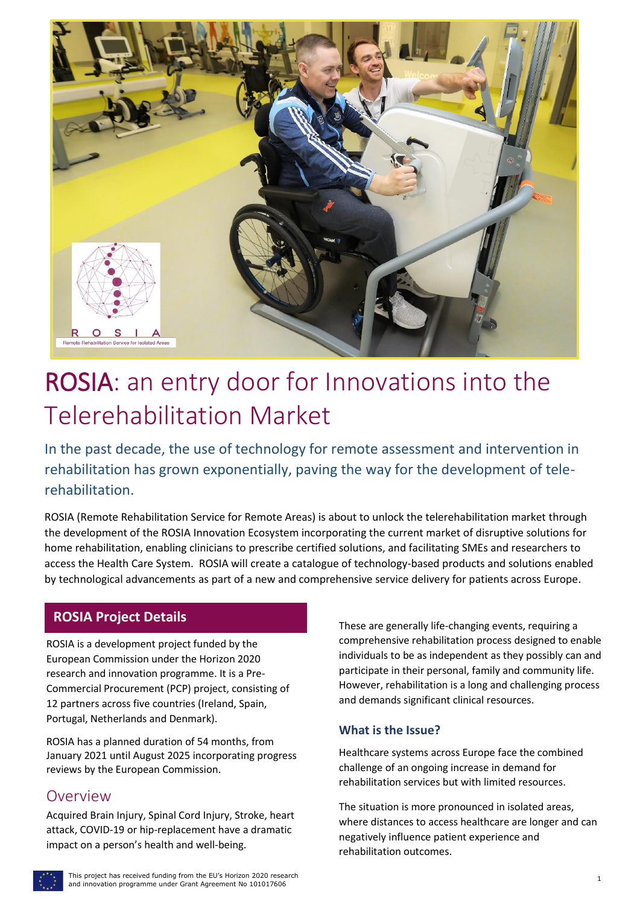# ROSIA: an entry door for Innovations into the Telerehabilitation Market

In the past decade, the use of technology for remote assessment and intervention in rehabilitation has grown exponentially, paving the way for the development of tele-rehabilitation.

ROSIA (Remote Rehabilitation Service for Remote Areas) is about to unlock the telerehabilitation market through the development of the ROSIA Innovation Ecosystem incorporating the current market of disruptive solutions for home rehabilitation, enabling clinicians to prescribe certified solutions, and facilitating SMEs and researchers to access the Health Care System. ROSIA will create a catalogue of technology-based products and solutions enabled by technological advancements as part of a new and comprehensive service delivery for patients across Europe.

## ROSIA Project Details

ROSIA is a development project funded by the European Commission under the Horizon 2020 research and innovation programme. It is a Pre-Commercial Procurement (PCP) project, consisting of 12 partners across five countries (Ireland, Spain, Portugal, Netherlands and Denmark).

ROSIA has a planned duration of 54 months, from January 2021 until August 2025 incorporating progress reviews by the European Commission.

## Overview

Acquired Brain Injury, Spinal Cord Injury, Stroke, heart attack, COVID-19 or hip-replacement have a dramatic impact on a person's health and well-being.

These are generally life-changing events, requiring a comprehensive rehabilitation process designed to enable individuals to be as independent as they possibly can and participate in their personal, family and community life. However, rehabilitation is a long and challenging process and demands significant clinical resources.

### What is the Issue?

Healthcare systems across Europe face the combined challenge of an ongoing increase in demand for rehabilitation services but with limited resources.

The situation is more pronounced in isolated areas, where distances to access healthcare are longer and can negatively influence patient experience and rehabilitation outcomes.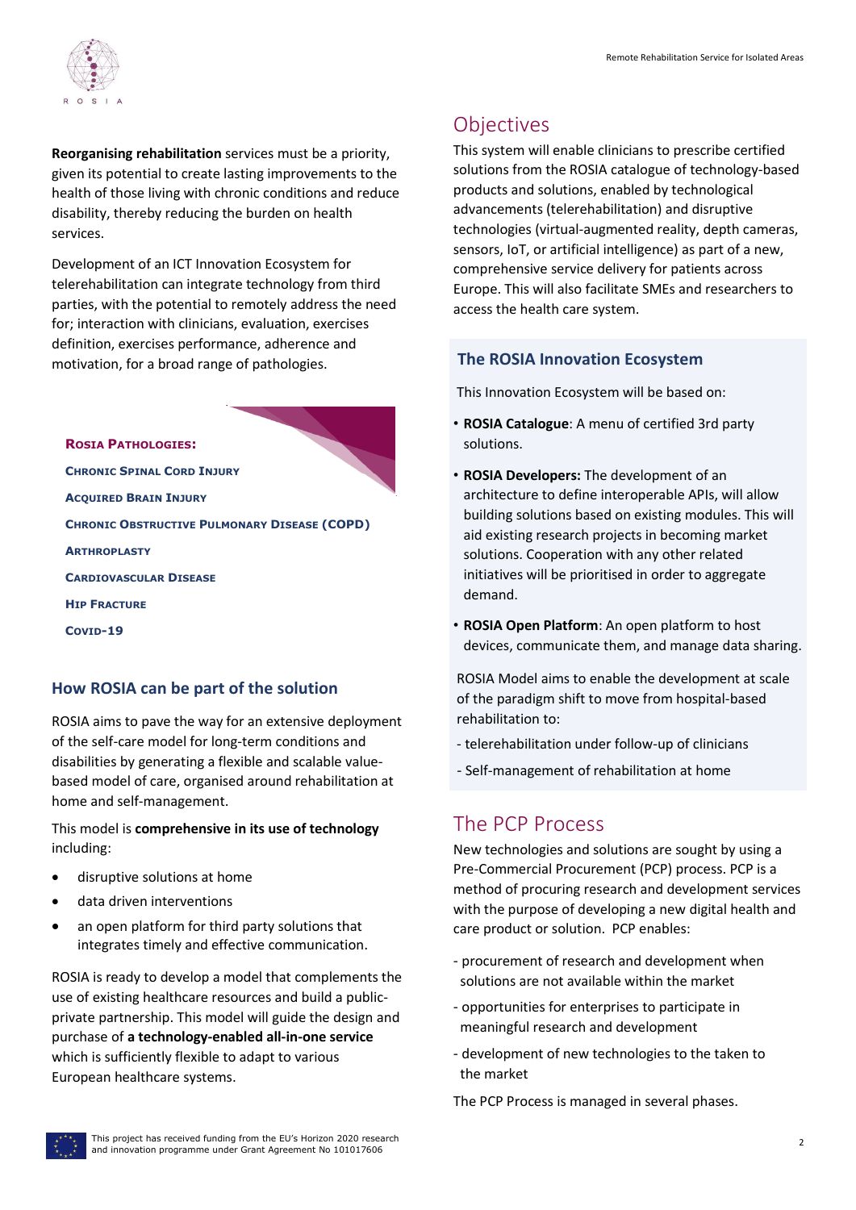**Reorganising rehabilitation** services must be a priority, given its potential to create lasting improvements to the health of those living with chronic conditions and reduce disability, thereby reducing the burden on health services.

Development of an ICT Innovation Ecosystem for telerehabilitation can integrate technology from third parties, with the potential to remotely address the need for; interaction with clinicians, evaluation, exercises definition, exercises performance, adherence and motivation, for a broad range of pathologies.

**ROSIA PATHOLOGIES:**

- CHRONIC SPINAL CORD INJURY
- ACQUIRED BRAIN INJURY
- CHRONIC OBSTRUCTIVE PULMONARY DISEASE (COPD)
- ARTHROPLASTY
- CARDIOVASCULAR DISEASE
- HIP FRACTURE
- COVID-19

## How ROSIA can be part of the solution

ROSIA aims to pave the way for an extensive deployment of the self-care model for long-term conditions and disabilities by generating a flexible and scalable value-based model of care, organised around rehabilitation at home and self-management.

This model is **comprehensive in its use of technology** including:

- disruptive solutions at home
- data driven interventions
- an open platform for third party solutions that integrates timely and effective communication.

ROSIA is ready to develop a model that complements the use of existing healthcare resources and build a public-private partnership. This model will guide the design and purchase of **a technology-enabled all-in-one service** which is sufficiently flexible to adapt to various European healthcare systems.

# Objectives

This system will enable clinicians to prescribe certified solutions from the ROSIA catalogue of technology-based products and solutions, enabled by technological advancements (telerehabilitation) and disruptive technologies (virtual-augmented reality, depth cameras, sensors, IoT, or artificial intelligence) as part of a new, comprehensive service delivery for patients across Europe. This will also facilitate SMEs and researchers to access the health care system.

## The ROSIA Innovation Ecosystem

This Innovation Ecosystem will be based on:

- **ROSIA Catalogue**: A menu of certified 3rd party solutions.
- **ROSIA Developers:** The development of an architecture to define interoperable APIs, will allow building solutions based on existing modules. This will aid existing research projects in becoming market solutions. Cooperation with any other related initiatives will be prioritised in order to aggregate demand.
- **ROSIA Open Platform**: An open platform to host devices, communicate them, and manage data sharing.

ROSIA Model aims to enable the development at scale of the paradigm shift to move from hospital-based rehabilitation to:

- telerehabilitation under follow-up of clinicians
- Self-management of rehabilitation at home

# The PCP Process

New technologies and solutions are sought by using a Pre-Commercial Procurement (PCP) process. PCP is a method of procuring research and development services with the purpose of developing a new digital health and care product or solution. PCP enables:

- procurement of research and development when solutions are not available within the market
- opportunities for enterprises to participate in meaningful research and development
- development of new technologies to the taken to the market

The PCP Process is managed in several phases.

This project has received funding from the EU's Horizon 2020 research and innovation programme under Grant Agreement No 101017606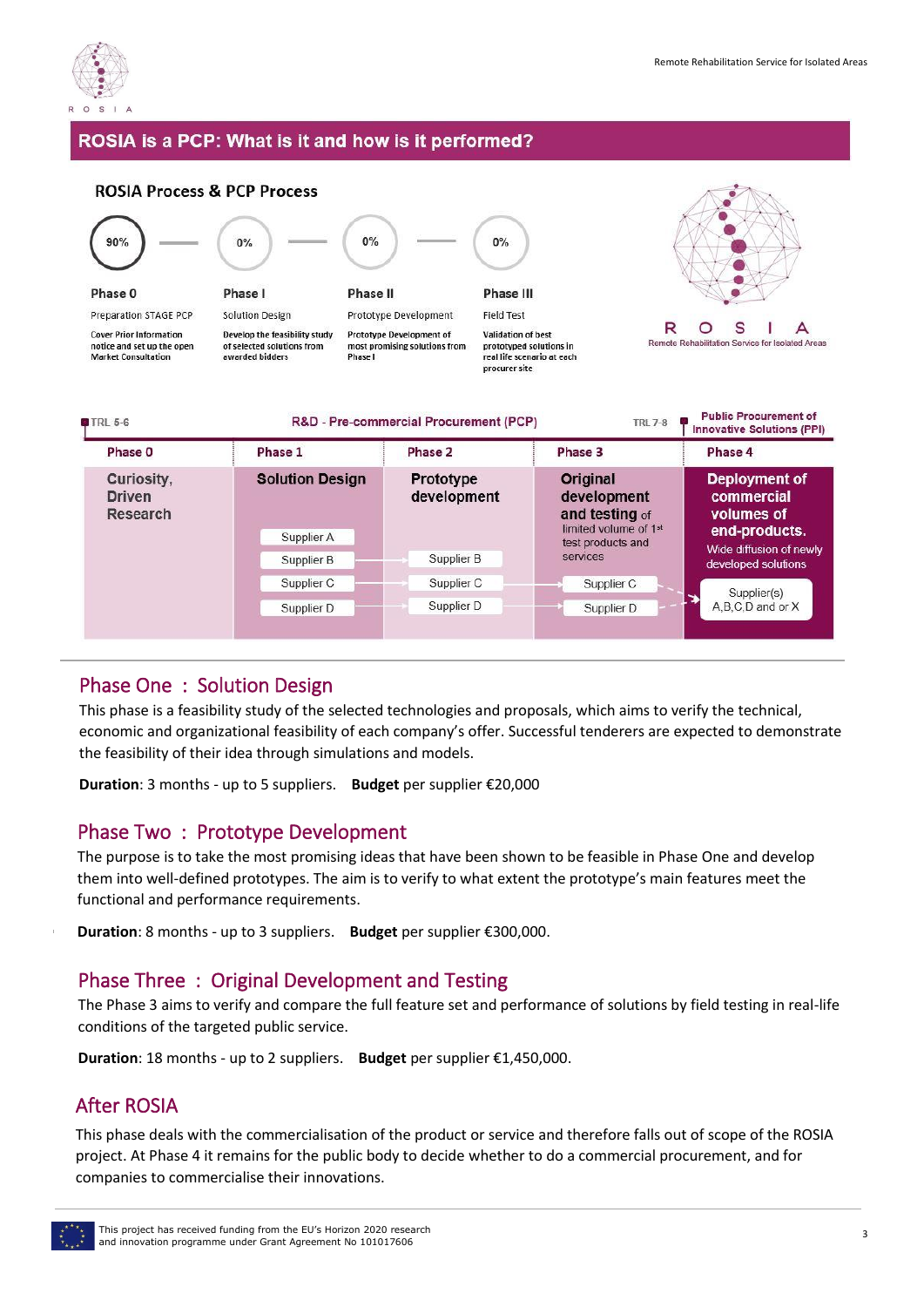## ROSIA is a PCP: What is it and how is it performed?

### ROSIA Process & PCP Process

| Phase 0 | Phase I | Phase II | Phase III |
|---|---|---|---|
| 90% | 0% | 0% | 0% |
| Preparation STAGE PCP | Solution Design | Prototype Development | Field Test |
| Cover Prior Information notice and set up the open Market Consultation | Develop the feasibility study of selected solutions from awarded bidders | Prototype Development of most promising solutions from Phase I | Validation of best prototyped solutions in real life scenario at each procurer site |

ROSIA
Remote Rehabilitation Service for Isolated Areas

TRL 5-6 — R&D - Pre-commercial Procurement (PCP) — TRL 7-8 — Public Procurement of Innovative Solutions (PPI)

| Phase 0 | Phase 1 | Phase 2 | Phase 3 | Phase 4 |
|---|---|---|---|---|
| Curiosity, Driven Research | Solution Design | Prototype development | Original development and testing of limited volume of 1st test products and services | Deployment of commercial volumes of end-products. Wide diffusion of newly developed solutions |
| | Supplier A | | | |
| | Supplier B | Supplier B | | |
| | Supplier C | Supplier C | Supplier C | |
| | Supplier D | Supplier D | Supplier D | Supplier(s) A,B,C,D and or X |

## Phase One : Solution Design

This phase is a feasibility study of the selected technologies and proposals, which aims to verify the technical, economic and organizational feasibility of each company's offer. Successful tenderers are expected to demonstrate the feasibility of their idea through simulations and models.

**Duration**: 3 months - up to 5 suppliers. **Budget** per supplier €20,000

## Phase Two : Prototype Development

The purpose is to take the most promising ideas that have been shown to be feasible in Phase One and develop them into well-defined prototypes. The aim is to verify to what extent the prototype's main features meet the functional and performance requirements.

**Duration**: 8 months - up to 3 suppliers. **Budget** per supplier €300,000.

## Phase Three : Original Development and Testing

The Phase 3 aims to verify and compare the full feature set and performance of solutions by field testing in real-life conditions of the targeted public service.

**Duration**: 18 months - up to 2 suppliers. **Budget** per supplier €1,450,000.

## After ROSIA

This phase deals with the commercialisation of the product or service and therefore falls out of scope of the ROSIA project. At Phase 4 it remains for the public body to decide whether to do a commercial procurement, and for companies to commercialise their innovations.

This project has received funding from the EU's Horizon 2020 research and innovation programme under Grant Agreement No 101017606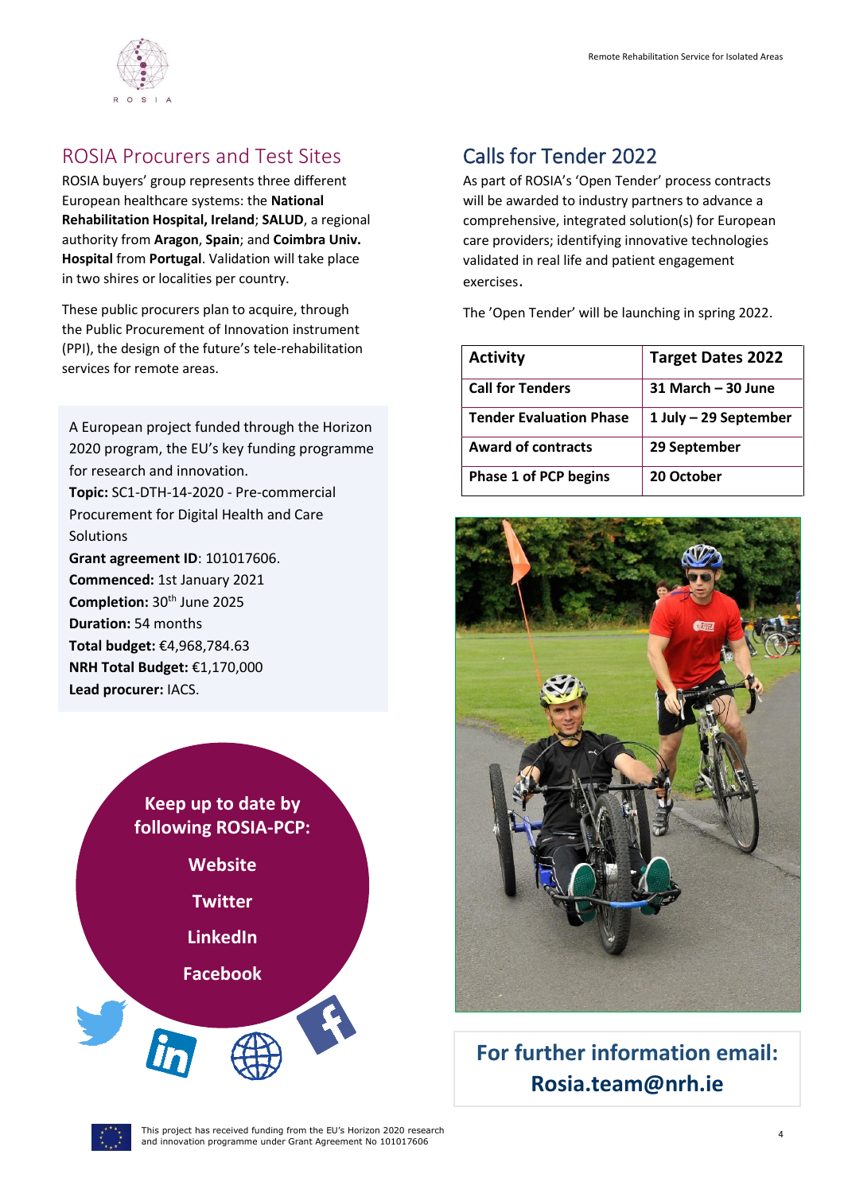## ROSIA Procurers and Test Sites

ROSIA buyers' group represents three different European healthcare systems: the **National Rehabilitation Hospital, Ireland**; **SALUD**, a regional authority from **Aragon**, **Spain**; and **Coimbra Univ. Hospital** from **Portugal**. Validation will take place in two shires or localities per country.

These public procurers plan to acquire, through the Public Procurement of Innovation instrument (PPI), the design of the future's tele-rehabilitation services for remote areas.

A European project funded through the Horizon 2020 program, the EU's key funding programme for research and innovation.
**Topic:** SC1-DTH-14-2020 - Pre-commercial Procurement for Digital Health and Care Solutions
**Grant agreement ID**: 101017606.
**Commenced:** 1st January 2021
**Completion:** 30th June 2025
**Duration:** 54 months
**Total budget:** €4,968,784.63
**NRH Total Budget:** €1,170,000
**Lead procurer:** IACS.

**Keep up to date by following ROSIA-PCP:**

**Website**

**Twitter**

**LinkedIn**

**Facebook**

## Calls for Tender 2022

As part of ROSIA's 'Open Tender' process contracts will be awarded to industry partners to advance a comprehensive, integrated solution(s) for European care providers; identifying innovative technologies validated in real life and patient engagement exercises.

The 'Open Tender' will be launching in spring 2022.

| Activity | Target Dates 2022 |
|---|---|
| **Call for Tenders** | **31 March – 30 June** |
| **Tender Evaluation Phase** | **1 July – 29 September** |
| **Award of contracts** | **29 September** |
| **Phase 1 of PCP begins** | **20 October** |

**For further information email: Rosia.team@nrh.ie**

This project has received funding from the EU's Horizon 2020 research and innovation programme under Grant Agreement No 101017606